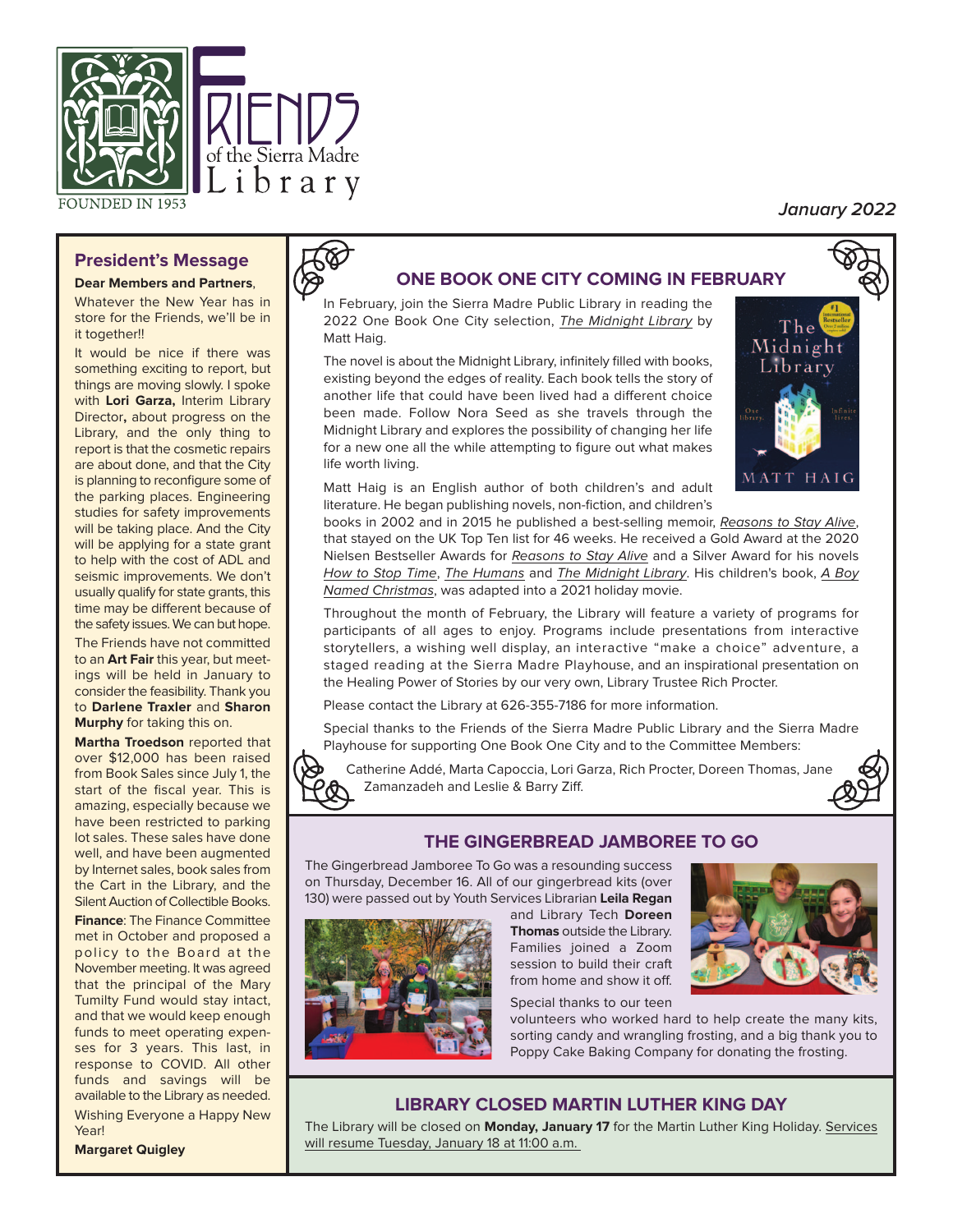# Friends of the Sierra Madre Library

FOUNDED IN 1953

*January 2022*

## President's Message

**Dear Members and Partners**,

Whatever the New Year has in store for the Friends, we'll be in it together!!

It would be nice if there was something exciting to report, but things are moving slowly. I spoke with **Lori Garza,** Interim Library Director**,** about progress on the Library, and the only thing to report is that the cosmetic repairs are about done, and that the City is planning to reconfigure some of the parking places. Engineering studies for safety improvements will be taking place. And the City will be applying for a state grant to help with the cost of ADL and seismic improvements. We don't usually qualify for state grants, this time may be different because of the safety issues. We can but hope.

The Friends have not committed to an **Art Fair** this year, but meetings will be held in January to consider the feasibility. Thank you to **Darlene Traxler** and **Sharon Murphy** for taking this on.

**Martha Troedson** reported that over $12,000 has been raised from Book Sales since July 1, the start of the fiscal year. This is amazing, especially because we have been restricted to parking lot sales. These sales have done well, and have been augmented by Internet sales, book sales from the Cart in the Library, and the Silent Auction of Collectible Books.

**Finance**: The Finance Committee met in October and proposed a policy to the Board at the November meeting. It was agreed that the principal of the Mary Tumilty Fund would stay intact, and that we would keep enough funds to meet operating expenses for 3 years. This last, in response to COVID. All other funds and savings will be available to the Library as needed.

Wishing Everyone a Happy New Year!

**Margaret Quigley**

## ONE BOOK ONE CITY COMING IN FEBRUARY

In February, join the Sierra Madre Public Library in reading the 2022 One Book One City selection, *The Midnight Library* by Matt Haig.

The novel is about the Midnight Library, infinitely filled with books, existing beyond the edges of reality. Each book tells the story of another life that could have been lived had a different choice been made. Follow Nora Seed as she travels through the Midnight Library and explores the possibility of changing her life for a new one all the while attempting to figure out what makes life worth living.

Matt Haig is an English author of both children's and adult literature. He began publishing novels, non-fiction, and children's books in 2002 and in 2015 he published a best-selling memoir, *Reasons to Stay Alive*, that stayed on the UK Top Ten list for 46 weeks. He received a Gold Award at the 2020 Nielsen Bestseller Awards for *Reasons to Stay Alive* and a Silver Award for his novels *How to Stop Time*, *The Humans* and *The Midnight Library*. His children's book, *A Boy Named Christmas*, was adapted into a 2021 holiday movie.

Throughout the month of February, the Library will feature a variety of programs for participants of all ages to enjoy. Programs include presentations from interactive storytellers, a wishing well display, an interactive "make a choice" adventure, a staged reading at the Sierra Madre Playhouse, and an inspirational presentation on the Healing Power of Stories by our very own, Library Trustee Rich Procter.

Please contact the Library at 626-355-7186 for more information.

Special thanks to the Friends of the Sierra Madre Public Library and the Sierra Madre Playhouse for supporting One Book One City and to the Committee Members:

Catherine Addé, Marta Capoccia, Lori Garza, Rich Procter, Doreen Thomas, Jane Zamanzadeh and Leslie & Barry Ziff.

## THE GINGERBREAD JAMBOREE TO GO

The Gingerbread Jamboree To Go was a resounding success on Thursday, December 16. All of our gingerbread kits (over 130) were passed out by Youth Services Librarian **Leila Regan** and Library Tech **Doreen Thomas** outside the Library. Families joined a Zoom session to build their craft from home and show it off.

Special thanks to our teen volunteers who worked hard to help create the many kits, sorting candy and wrangling frosting, and a big thank you to Poppy Cake Baking Company for donating the frosting.

## LIBRARY CLOSED MARTIN LUTHER KING DAY

The Library will be closed on **Monday, January 17** for the Martin Luther King Holiday. Services will resume Tuesday, January 18 at 11:00 a.m.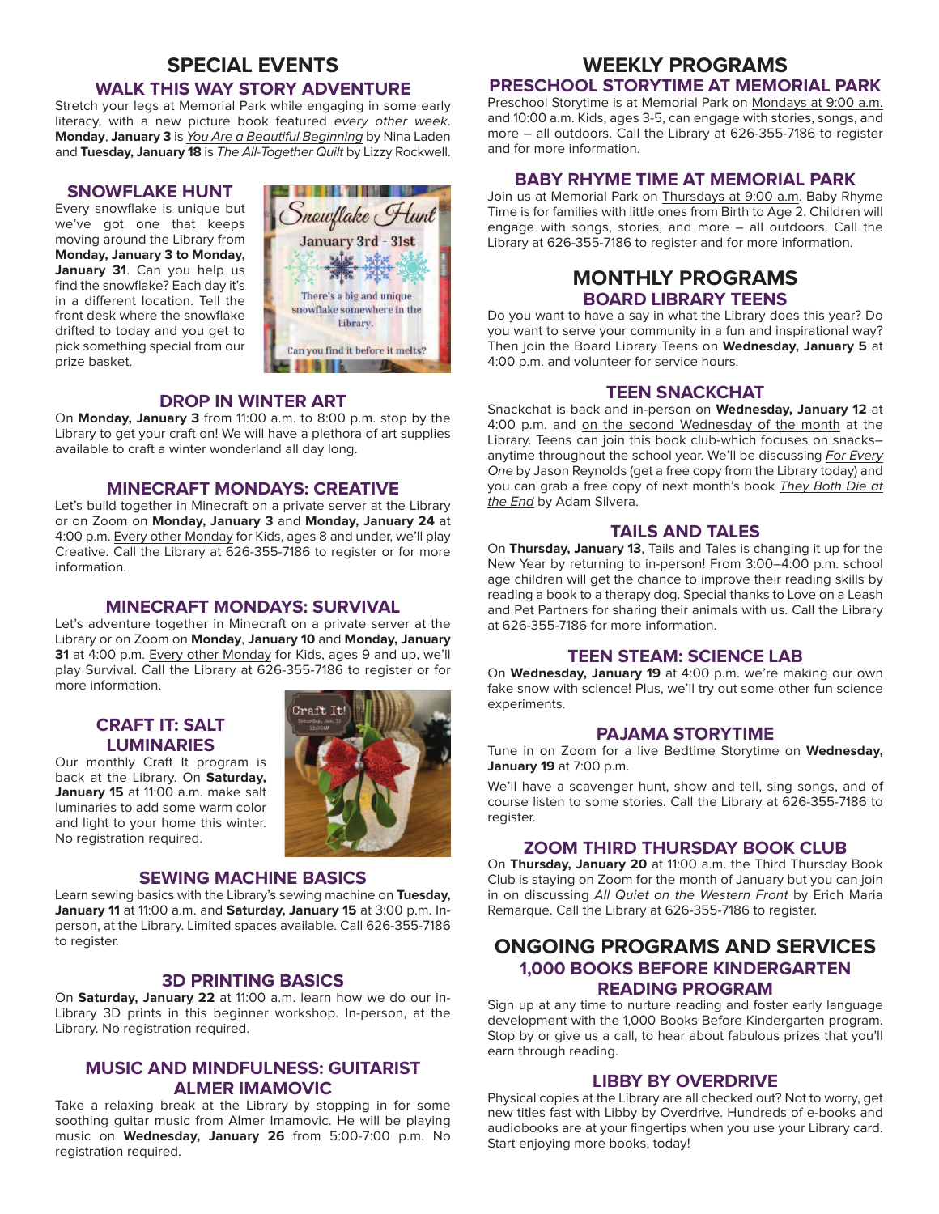# SPECIAL EVENTS

## WALK THIS WAY STORY ADVENTURE

Stretch your legs at Memorial Park while engaging in some early literacy, with a new picture book featured *every other week*. **Monday**, **January 3** is *You Are a Beautiful Beginning* by Nina Laden and **Tuesday, January 18** is *The All-Together Quilt* by Lizzy Rockwell.

## SNOWFLAKE HUNT

Every snowflake is unique but we've got one that keeps moving around the Library from **Monday, January 3 to Monday, January 31**. Can you help us find the snowflake? Each day it's in a different location. Tell the front desk where the snowflake drifted to today and you get to pick something special from our prize basket.

Snowflake Hunt

January 3rd - 31st

There's a big and unique snowflake somewhere in the Library.

Can you find it before it melts?

## DROP IN WINTER ART

On **Monday, January 3** from 11:00 a.m. to 8:00 p.m. stop by the Library to get your craft on! We will have a plethora of art supplies available to craft a winter wonderland all day long.

## MINECRAFT MONDAYS: CREATIVE

Let's build together in Minecraft on a private server at the Library or on Zoom on **Monday, January 3** and **Monday, January 24** at 4:00 p.m. Every other Monday for Kids, ages 8 and under, we'll play Creative. Call the Library at 626-355-7186 to register or for more information.

## MINECRAFT MONDAYS: SURVIVAL

Let's adventure together in Minecraft on a private server at the Library or on Zoom on **Monday**, **January 10** and **Monday, January 31** at 4:00 p.m. Every other Monday for Kids, ages 9 and up, we'll play Survival. Call the Library at 626-355-7186 to register or for more information.

## CRAFT IT: SALT LUMINARIES

Our monthly Craft It program is back at the Library. On **Saturday, January 15** at 11:00 a.m. make salt luminaries to add some warm color and light to your home this winter. No registration required.

## SEWING MACHINE BASICS

Learn sewing basics with the Library's sewing machine on **Tuesday, January 11** at 11:00 a.m. and **Saturday, January 15** at 3:00 p.m. In-person, at the Library. Limited spaces available. Call 626-355-7186 to register.

## 3D PRINTING BASICS

On **Saturday, January 22** at 11:00 a.m. learn how we do our in-Library 3D prints in this beginner workshop. In-person, at the Library. No registration required.

## MUSIC AND MINDFULNESS: GUITARIST ALMER IMAMOVIC

Take a relaxing break at the Library by stopping in for some soothing guitar music from Almer Imamovic. He will be playing music on **Wednesday, January 26** from 5:00-7:00 p.m. No registration required.

# WEEKLY PROGRAMS

## PRESCHOOL STORYTIME AT MEMORIAL PARK

Preschool Storytime is at Memorial Park on Mondays at 9:00 a.m. and 10:00 a.m. Kids, ages 3-5, can engage with stories, songs, and more – all outdoors. Call the Library at 626-355-7186 to register and for more information.

## BABY RHYME TIME AT MEMORIAL PARK

Join us at Memorial Park on Thursdays at 9:00 a.m. Baby Rhyme Time is for families with little ones from Birth to Age 2. Children will engage with songs, stories, and more – all outdoors. Call the Library at 626-355-7186 to register and for more information.

# MONTHLY PROGRAMS

## BOARD LIBRARY TEENS

Do you want to have a say in what the Library does this year? Do you want to serve your community in a fun and inspirational way? Then join the Board Library Teens on **Wednesday, January 5** at 4:00 p.m. and volunteer for service hours.

## TEEN SNACKCHAT

Snackchat is back and in-person on **Wednesday, January 12** at 4:00 p.m. and on the second Wednesday of the month at the Library. Teens can join this book club-which focuses on snacks–anytime throughout the school year. We'll be discussing *For Every One* by Jason Reynolds (get a free copy from the Library today) and you can grab a free copy of next month's book *They Both Die at the End* by Adam Silvera.

## TAILS AND TALES

On **Thursday, January 13**, Tails and Tales is changing it up for the New Year by returning to in-person! From 3:00–4:00 p.m. school age children will get the chance to improve their reading skills by reading a book to a therapy dog. Special thanks to Love on a Leash and Pet Partners for sharing their animals with us. Call the Library at 626-355-7186 for more information.

## TEEN STEAM: SCIENCE LAB

On **Wednesday, January 19** at 4:00 p.m. we're making our own fake snow with science! Plus, we'll try out some other fun science experiments.

## PAJAMA STORYTIME

Tune in on Zoom for a live Bedtime Storytime on **Wednesday, January 19** at 7:00 p.m.

We'll have a scavenger hunt, show and tell, sing songs, and of course listen to some stories. Call the Library at 626-355-7186 to register.

## ZOOM THIRD THURSDAY BOOK CLUB

On **Thursday, January 20** at 11:00 a.m. the Third Thursday Book Club is staying on Zoom for the month of January but you can join in on discussing *All Quiet on the Western Front* by Erich Maria Remarque. Call the Library at 626-355-7186 to register.

# ONGOING PROGRAMS AND SERVICES

## 1,000 BOOKS BEFORE KINDERGARTEN READING PROGRAM

Sign up at any time to nurture reading and foster early language development with the 1,000 Books Before Kindergarten program. Stop by or give us a call, to hear about fabulous prizes that you'll earn through reading.

## LIBBY BY OVERDRIVE

Physical copies at the Library are all checked out? Not to worry, get new titles fast with Libby by Overdrive. Hundreds of e-books and audiobooks are at your fingertips when you use your Library card. Start enjoying more books, today!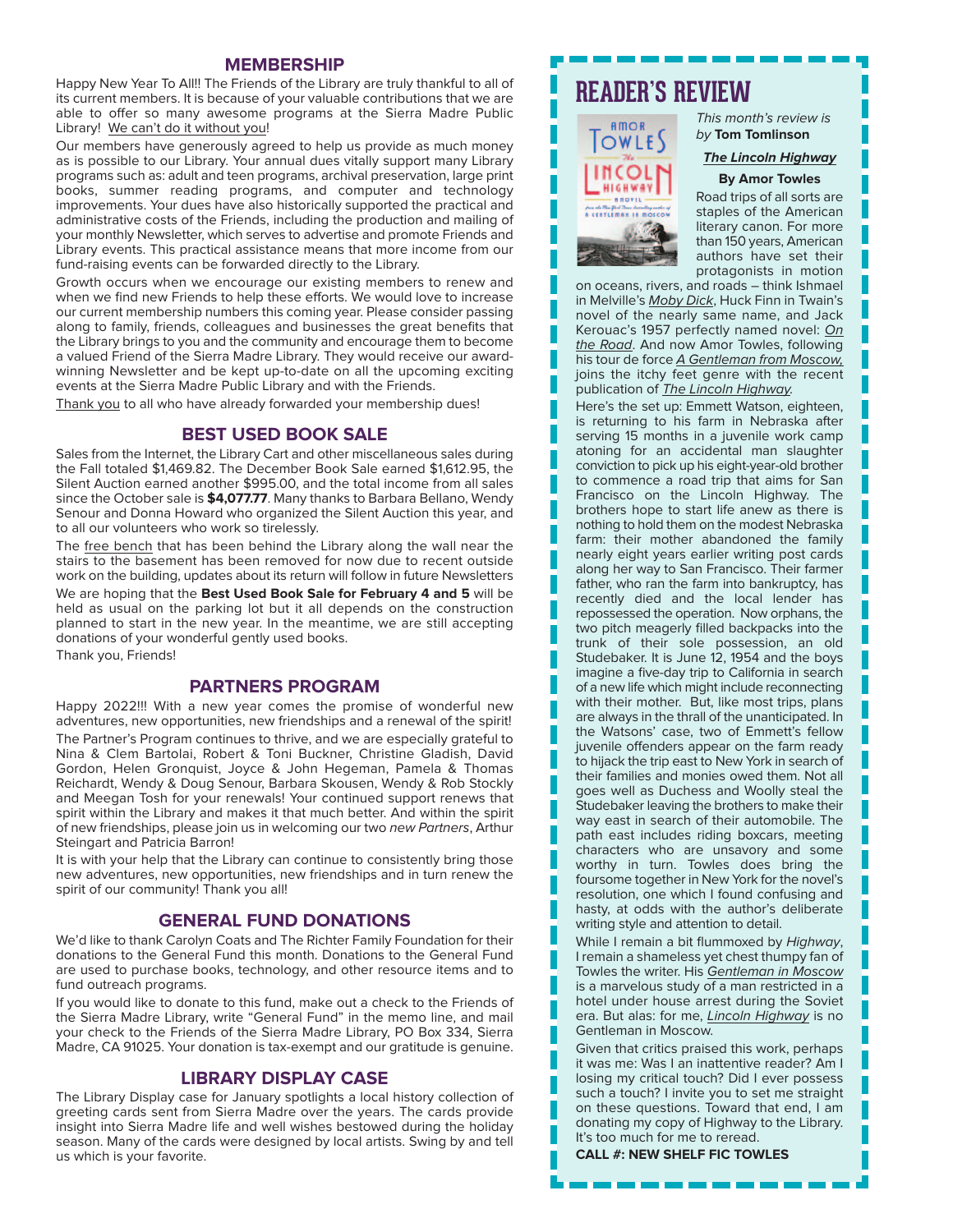## MEMBERSHIP

Happy New Year To All!! The Friends of the Library are truly thankful to all of its current members. It is because of your valuable contributions that we are able to offer so many awesome programs at the Sierra Madre Public Library! We can't do it without you!

Our members have generously agreed to help us provide as much money as is possible to our Library. Your annual dues vitally support many Library programs such as: adult and teen programs, archival preservation, large print books, summer reading programs, and computer and technology improvements. Your dues have also historically supported the practical and administrative costs of the Friends, including the production and mailing of your monthly Newsletter, which serves to advertise and promote Friends and Library events. This practical assistance means that more income from our fund-raising events can be forwarded directly to the Library.

Growth occurs when we encourage our existing members to renew and when we find new Friends to help these efforts. We would love to increase our current membership numbers this coming year. Please consider passing along to family, friends, colleagues and businesses the great benefits that the Library brings to you and the community and encourage them to become a valued Friend of the Sierra Madre Library. They would receive our award-winning Newsletter and be kept up-to-date on all the upcoming exciting events at the Sierra Madre Public Library and with the Friends.

Thank you to all who have already forwarded your membership dues!

## BEST USED BOOK SALE

Sales from the Internet, the Library Cart and other miscellaneous sales during the Fall totaled $1,469.82. The December Book Sale earned $1,612.95, the Silent Auction earned another $995.00, and the total income from all sales since the October sale is **$4,077.77**. Many thanks to Barbara Bellano, Wendy Senour and Donna Howard who organized the Silent Auction this year, and to all our volunteers who work so tirelessly.

The free bench that has been behind the Library along the wall near the stairs to the basement has been removed for now due to recent outside work on the building, updates about its return will follow in future Newsletters

We are hoping that the **Best Used Book Sale for February 4 and 5** will be held as usual on the parking lot but it all depends on the construction planned to start in the new year. In the meantime, we are still accepting donations of your wonderful gently used books.

Thank you, Friends!

## PARTNERS PROGRAM

Happy 2022!!! With a new year comes the promise of wonderful new adventures, new opportunities, new friendships and a renewal of the spirit!

The Partner's Program continues to thrive, and we are especially grateful to Nina & Clem Bartolai, Robert & Toni Buckner, Christine Gladish, David Gordon, Helen Gronquist, Joyce & John Hegeman, Pamela & Thomas Reichardt, Wendy & Doug Senour, Barbara Skousen, Wendy & Rob Stockly and Meegan Tosh for your renewals! Your continued support renews that spirit within the Library and makes it that much better. And within the spirit of new friendships, please join us in welcoming our two *new Partners*, Arthur Steingart and Patricia Barron!

It is with your help that the Library can continue to consistently bring those new adventures, new opportunities, new friendships and in turn renew the spirit of our community! Thank you all!

## GENERAL FUND DONATIONS

We'd like to thank Carolyn Coats and The Richter Family Foundation for their donations to the General Fund this month. Donations to the General Fund are used to purchase books, technology, and other resource items and to fund outreach programs.

If you would like to donate to this fund, make out a check to the Friends of the Sierra Madre Library, write "General Fund" in the memo line, and mail your check to the Friends of the Sierra Madre Library, PO Box 334, Sierra Madre, CA 91025. Your donation is tax-exempt and our gratitude is genuine.

## LIBRARY DISPLAY CASE

The Library Display case for January spotlights a local history collection of greeting cards sent from Sierra Madre over the years. The cards provide insight into Sierra Madre life and well wishes bestowed during the holiday season. Many of the cards were designed by local artists. Swing by and tell us which is your favorite.

## READER'S REVIEW

*This month's review is by* **Tom Tomlinson**

***The Lincoln Highway***

**By Amor Towles**

Road trips of all sorts are staples of the American literary canon. For more than 150 years, American authors have set their protagonists in motion on oceans, rivers, and roads – think Ishmael in Melville's *Moby Dick*, Huck Finn in Twain's novel of the nearly same name, and Jack Kerouac's 1957 perfectly named novel: *On the Road*. And now Amor Towles, following his tour de force *A Gentleman from Moscow,* joins the itchy feet genre with the recent publication of *The Lincoln Highway*.

Here's the set up: Emmett Watson, eighteen, is returning to his farm in Nebraska after serving 15 months in a juvenile work camp atoning for an accidental man slaughter conviction to pick up his eight-year-old brother to commence a road trip that aims for San Francisco on the Lincoln Highway. The brothers hope to start life anew as there is nothing to hold them on the modest Nebraska farm: their mother abandoned the family nearly eight years earlier writing post cards along her way to San Francisco. Their farmer father, who ran the farm into bankruptcy, has recently died and the local lender has repossessed the operation. Now orphans, the two pitch meagerly filled backpacks into the trunk of their sole possession, an old Studebaker. It is June 12, 1954 and the boys imagine a five-day trip to California in search of a new life which might include reconnecting with their mother. But, like most trips, plans are always in the thrall of the unanticipated. In the Watsons' case, two of Emmett's fellow juvenile offenders appear on the farm ready to hijack the trip east to New York in search of their families and monies owed them. Not all goes well as Duchess and Woolly steal the Studebaker leaving the brothers to make their way east in search of their automobile. The path east includes riding boxcars, meeting characters who are unsavory and some worthy in turn. Towles does bring the foursome together in New York for the novel's resolution, one which I found confusing and hasty, at odds with the author's deliberate writing style and attention to detail.

While I remain a bit flummoxed by *Highway*, I remain a shameless yet chest thumpy fan of Towles the writer. His *Gentleman in Moscow* is a marvelous study of a man restricted in a hotel under house arrest during the Soviet era. But alas: for me, *Lincoln Highway* is no Gentleman in Moscow.

Given that critics praised this work, perhaps it was me: Was I an inattentive reader? Am I losing my critical touch? Did I ever possess such a touch? I invite you to set me straight on these questions. Toward that end, I am donating my copy of Highway to the Library. It's too much for me to reread.

**CALL #: NEW SHELF FIC TOWLES**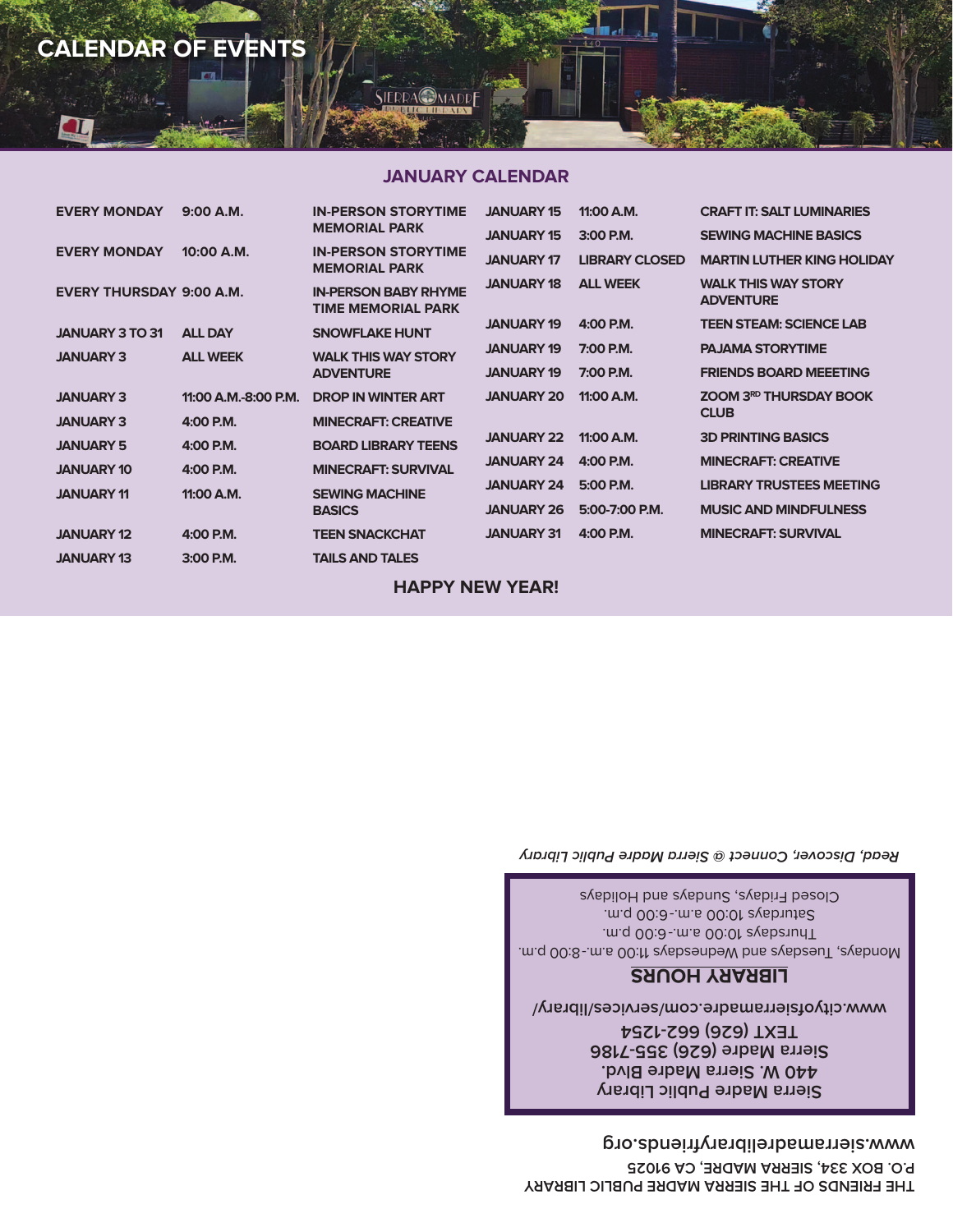# CALENDAR OF EVENTS

## JANUARY CALENDAR

| | | |
|---|---|---|
| EVERY MONDAY | 9:00 A.M. | IN-PERSON STORYTIME MEMORIAL PARK |
| EVERY MONDAY | 10:00 A.M. | IN-PERSON STORYTIME MEMORIAL PARK |
| EVERY THURSDAY | 9:00 A.M. | IN-PERSON BABY RHYME TIME MEMORIAL PARK |
| JANUARY 3 TO 31 | ALL DAY | SNOWFLAKE HUNT |
| JANUARY 3 | ALL WEEK | WALK THIS WAY STORY ADVENTURE |
| JANUARY 3 | 11:00 A.M.-8:00 P.M. | DROP IN WINTER ART |
| JANUARY 3 | 4:00 P.M. | MINECRAFT: CREATIVE |
| JANUARY 5 | 4:00 P.M. | BOARD LIBRARY TEENS |
| JANUARY 10 | 4:00 P.M. | MINECRAFT: SURVIVAL |
| JANUARY 11 | 11:00 A.M. | SEWING MACHINE BASICS |
| JANUARY 12 | 4:00 P.M. | TEEN SNACKCHAT |
| JANUARY 13 | 3:00 P.M. | TAILS AND TALES |
| JANUARY 15 | 11:00 A.M. | CRAFT IT: SALT LUMINARIES |
| JANUARY 15 | 3:00 P.M. | SEWING MACHINE BASICS |
| JANUARY 17 | LIBRARY CLOSED | MARTIN LUTHER KING HOLIDAY |
| JANUARY 18 | ALL WEEK | WALK THIS WAY STORY ADVENTURE |
| JANUARY 19 | 4:00 P.M. | TEEN STEAM: SCIENCE LAB |
| JANUARY 19 | 7:00 P.M. | PAJAMA STORYTIME |
| JANUARY 19 | 7:00 P.M. | FRIENDS BOARD MEEETING |
| JANUARY 20 | 11:00 A.M. | ZOOM 3RD THURSDAY BOOK CLUB |
| JANUARY 22 | 11:00 A.M. | 3D PRINTING BASICS |
| JANUARY 24 | 4:00 P.M. | MINECRAFT: CREATIVE |
| JANUARY 24 | 5:00 P.M. | LIBRARY TRUSTEES MEETING |
| JANUARY 26 | 5:00-7:00 P.M. | MUSIC AND MINDFULNESS |
| JANUARY 31 | 4:00 P.M. | MINECRAFT: SURVIVAL |

**HAPPY NEW YEAR!**

*Read, Discover, Connect @ Sierra Madre Public Library*

Sierra Madre Public Library
440 W. Sierra Madre Blvd.
Sierra Madre (626) 355-7186
TEXT (626) 662-1254
www.cityofsierramadre.com/services/library/

**LIBRARY HOURS**

Mondays, Tuesdays and Wednesdays 11:00 a.m.-8:00 p.m.
Thursdays 10:00 a.m.-6:00 p.m.
Saturdays 10:00 a.m.-6:00 p.m.
Closed Fridays, Sundays and Holidays

www.sierramadrelibraryfriends.org

THE FRIENDS OF THE SIERRA MADRE PUBLIC LIBRARY
P.O. BOX 334, SIERRA MADRE, CA 91025